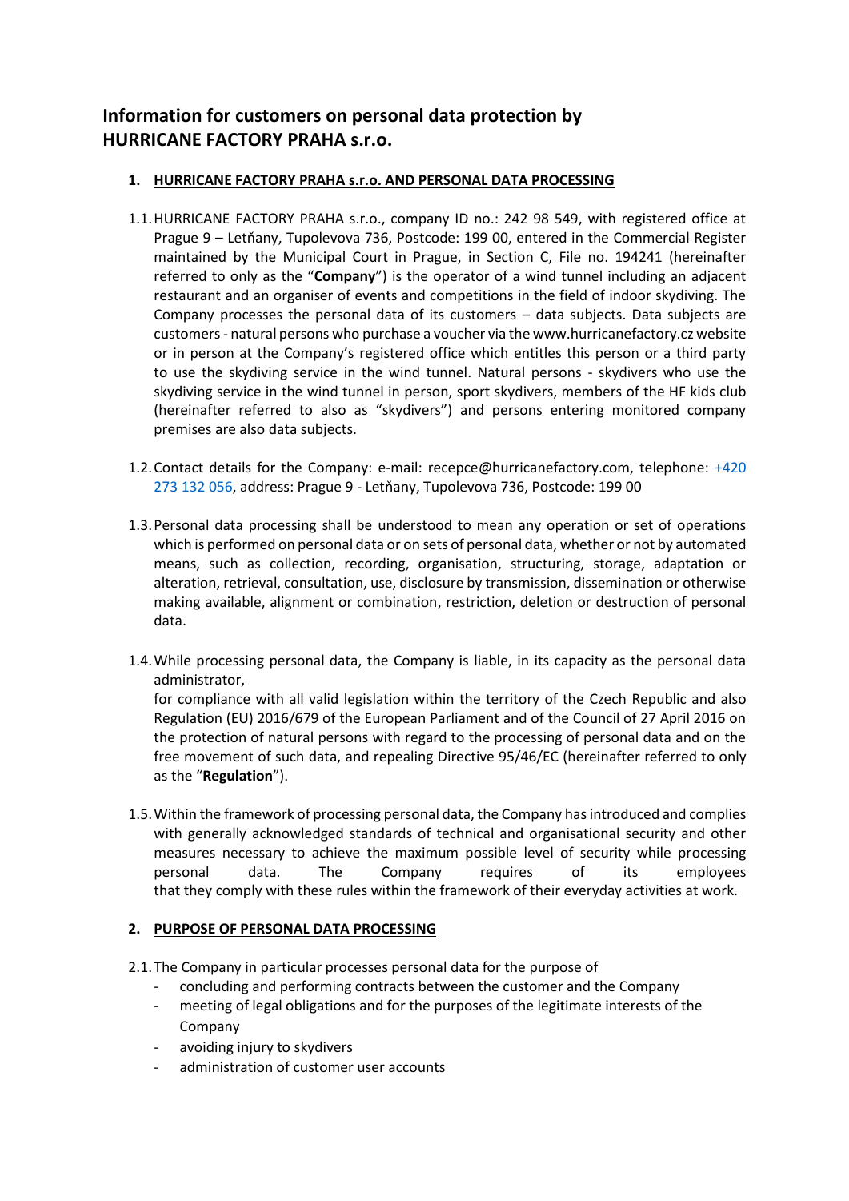# Information for customers on personal data protection by HURRICANE FACTORY PRAHA s.r.o.

## 1. HURRICANE FACTORY PRAHA s.r.o. AND PERSONAL DATA PROCESSING

1.1. HURRICANE FACTORY PRAHA s.r.o., company ID no.: 242 98 549, with registered office at Prague 9 – Letňany, Tupolevova 736, Postcode: 199 00, entered in the Commercial Register maintained by the Municipal Court in Prague, in Section C, File no. 194241 (hereinafter referred to only as the "**Company**") is the operator of a wind tunnel including an adjacent restaurant and an organiser of events and competitions in the field of indoor skydiving. The Company processes the personal data of its customers – data subjects. Data subjects are customers - natural persons who purchase a voucher via the www.hurricanefactory.cz website or in person at the Company's registered office which entitles this person or a third party to use the skydiving service in the wind tunnel. Natural persons - skydivers who use the skydiving service in the wind tunnel in person, sport skydivers, members of the HF kids club (hereinafter referred to also as "skydivers") and persons entering monitored company premises are also data subjects.

1.2. Contact details for the Company: e-mail: recepce@hurricanefactory.com, telephone: +420 273 132 056, address: Prague 9 - Letňany, Tupolevova 736, Postcode: 199 00

1.3. Personal data processing shall be understood to mean any operation or set of operations which is performed on personal data or on sets of personal data, whether or not by automated means, such as collection, recording, organisation, structuring, storage, adaptation or alteration, retrieval, consultation, use, disclosure by transmission, dissemination or otherwise making available, alignment or combination, restriction, deletion or destruction of personal data.

1.4. While processing personal data, the Company is liable, in its capacity as the personal data administrator,
for compliance with all valid legislation within the territory of the Czech Republic and also Regulation (EU) 2016/679 of the European Parliament and of the Council of 27 April 2016 on the protection of natural persons with regard to the processing of personal data and on the free movement of such data, and repealing Directive 95/46/EC (hereinafter referred to only as the "**Regulation**").

1.5. Within the framework of processing personal data, the Company has introduced and complies with generally acknowledged standards of technical and organisational security and other measures necessary to achieve the maximum possible level of security while processing personal data. The Company requires of its employees that they comply with these rules within the framework of their everyday activities at work.

## 2. PURPOSE OF PERSONAL DATA PROCESSING

2.1. The Company in particular processes personal data for the purpose of

- concluding and performing contracts between the customer and the Company
- meeting of legal obligations and for the purposes of the legitimate interests of the Company
- avoiding injury to skydivers
- administration of customer user accounts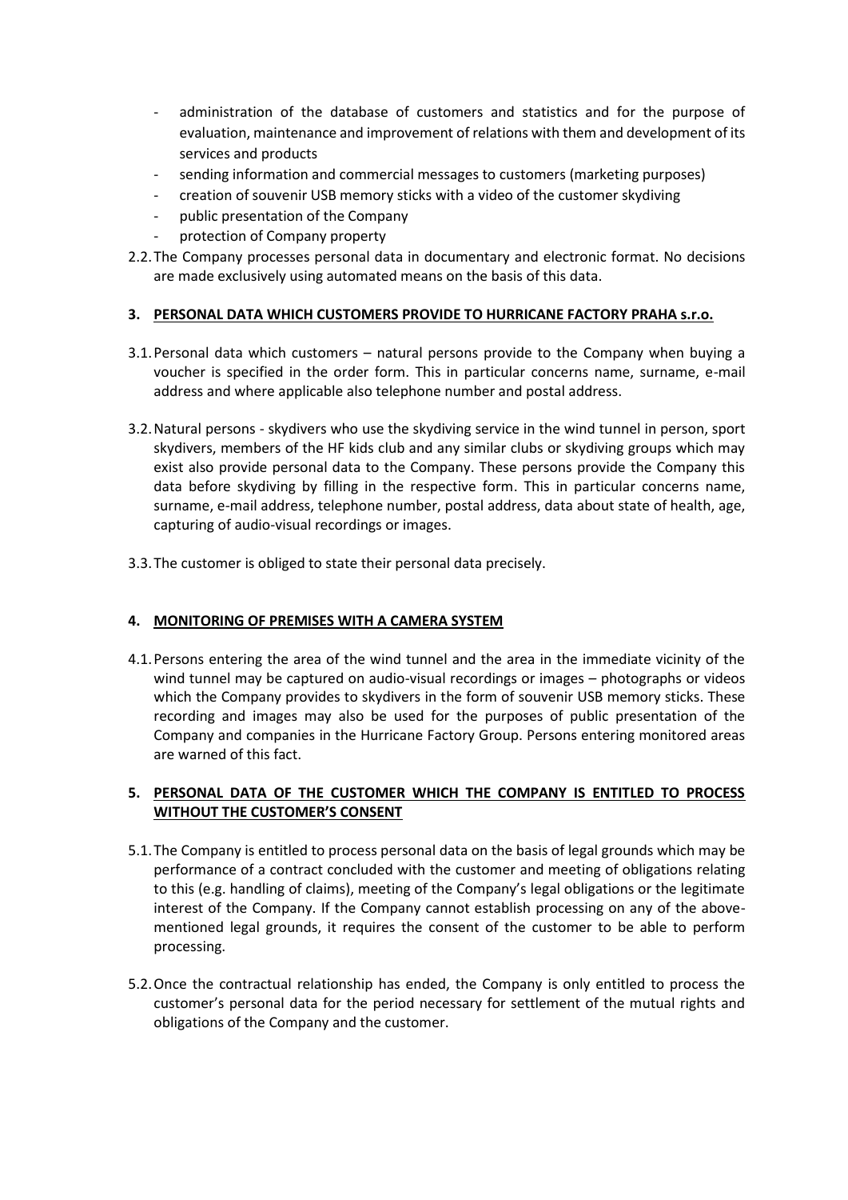- administration of the database of customers and statistics and for the purpose of evaluation, maintenance and improvement of relations with them and development of its services and products
- sending information and commercial messages to customers (marketing purposes)
- creation of souvenir USB memory sticks with a video of the customer skydiving
- public presentation of the Company
- protection of Company property

2.2. The Company processes personal data in documentary and electronic format. No decisions are made exclusively using automated means on the basis of this data.

## 3. PERSONAL DATA WHICH CUSTOMERS PROVIDE TO HURRICANE FACTORY PRAHA s.r.o.

3.1. Personal data which customers – natural persons provide to the Company when buying a voucher is specified in the order form. This in particular concerns name, surname, e-mail address and where applicable also telephone number and postal address.

3.2. Natural persons - skydivers who use the skydiving service in the wind tunnel in person, sport skydivers, members of the HF kids club and any similar clubs or skydiving groups which may exist also provide personal data to the Company. These persons provide the Company this data before skydiving by filling in the respective form. This in particular concerns name, surname, e-mail address, telephone number, postal address, data about state of health, age, capturing of audio-visual recordings or images.

3.3. The customer is obliged to state their personal data precisely.

## 4. MONITORING OF PREMISES WITH A CAMERA SYSTEM

4.1. Persons entering the area of the wind tunnel and the area in the immediate vicinity of the wind tunnel may be captured on audio-visual recordings or images – photographs or videos which the Company provides to skydivers in the form of souvenir USB memory sticks. These recording and images may also be used for the purposes of public presentation of the Company and companies in the Hurricane Factory Group. Persons entering monitored areas are warned of this fact.

## 5. PERSONAL DATA OF THE CUSTOMER WHICH THE COMPANY IS ENTITLED TO PROCESS WITHOUT THE CUSTOMER'S CONSENT

5.1. The Company is entitled to process personal data on the basis of legal grounds which may be performance of a contract concluded with the customer and meeting of obligations relating to this (e.g. handling of claims), meeting of the Company's legal obligations or the legitimate interest of the Company. If the Company cannot establish processing on any of the above-mentioned legal grounds, it requires the consent of the customer to be able to perform processing.

5.2. Once the contractual relationship has ended, the Company is only entitled to process the customer's personal data for the period necessary for settlement of the mutual rights and obligations of the Company and the customer.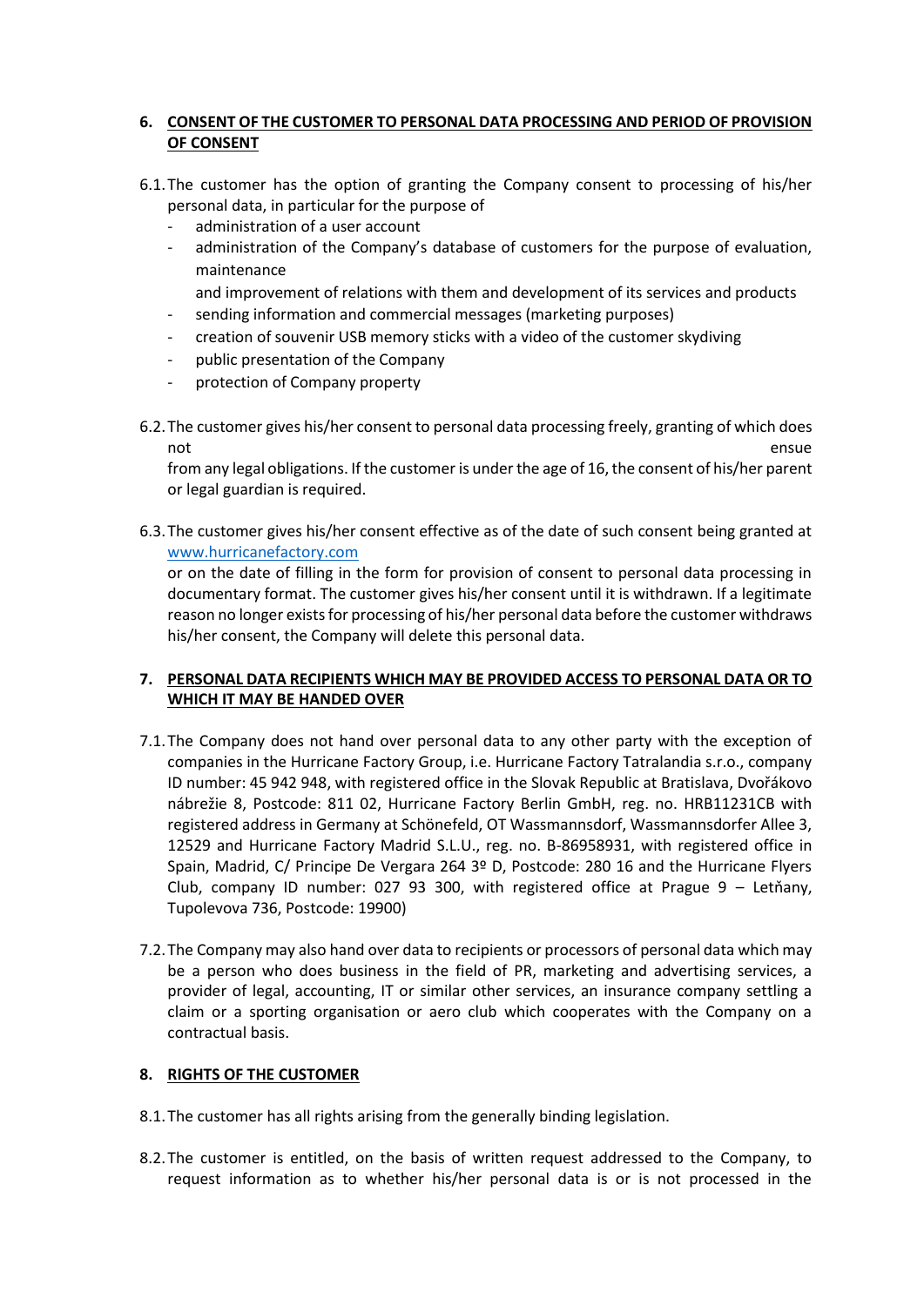## 6. CONSENT OF THE CUSTOMER TO PERSONAL DATA PROCESSING AND PERIOD OF PROVISION OF CONSENT

6.1. The customer has the option of granting the Company consent to processing of his/her personal data, in particular for the purpose of
- administration of a user account
- administration of the Company's database of customers for the purpose of evaluation, maintenance and improvement of relations with them and development of its services and products
- sending information and commercial messages (marketing purposes)
- creation of souvenir USB memory sticks with a video of the customer skydiving
- public presentation of the Company
- protection of Company property

6.2. The customer gives his/her consent to personal data processing freely, granting of which does not ensue from any legal obligations. If the customer is under the age of 16, the consent of his/her parent or legal guardian is required.

6.3. The customer gives his/her consent effective as of the date of such consent being granted at www.hurricanefactory.com or on the date of filling in the form for provision of consent to personal data processing in documentary format. The customer gives his/her consent until it is withdrawn. If a legitimate reason no longer exists for processing of his/her personal data before the customer withdraws his/her consent, the Company will delete this personal data.

## 7. PERSONAL DATA RECIPIENTS WHICH MAY BE PROVIDED ACCESS TO PERSONAL DATA OR TO WHICH IT MAY BE HANDED OVER

7.1. The Company does not hand over personal data to any other party with the exception of companies in the Hurricane Factory Group, i.e. Hurricane Factory Tatralandia s.r.o., company ID number: 45 942 948, with registered office in the Slovak Republic at Bratislava, Dvořákovo nábrežie 8, Postcode: 811 02, Hurricane Factory Berlin GmbH, reg. no. HRB11231CB with registered address in Germany at Schönefeld, OT Wassmannsdorf, Wassmannsdorfer Allee 3, 12529 and Hurricane Factory Madrid S.L.U., reg. no. B-86958931, with registered office in Spain, Madrid, C/ Principe De Vergara 264 3º D, Postcode: 280 16 and the Hurricane Flyers Club, company ID number: 027 93 300, with registered office at Prague 9 – Letňany, Tupolevova 736, Postcode: 19900)

7.2. The Company may also hand over data to recipients or processors of personal data which may be a person who does business in the field of PR, marketing and advertising services, a provider of legal, accounting, IT or similar other services, an insurance company settling a claim or a sporting organisation or aero club which cooperates with the Company on a contractual basis.

## 8. RIGHTS OF THE CUSTOMER

8.1. The customer has all rights arising from the generally binding legislation.

8.2. The customer is entitled, on the basis of written request addressed to the Company, to request information as to whether his/her personal data is or is not processed in the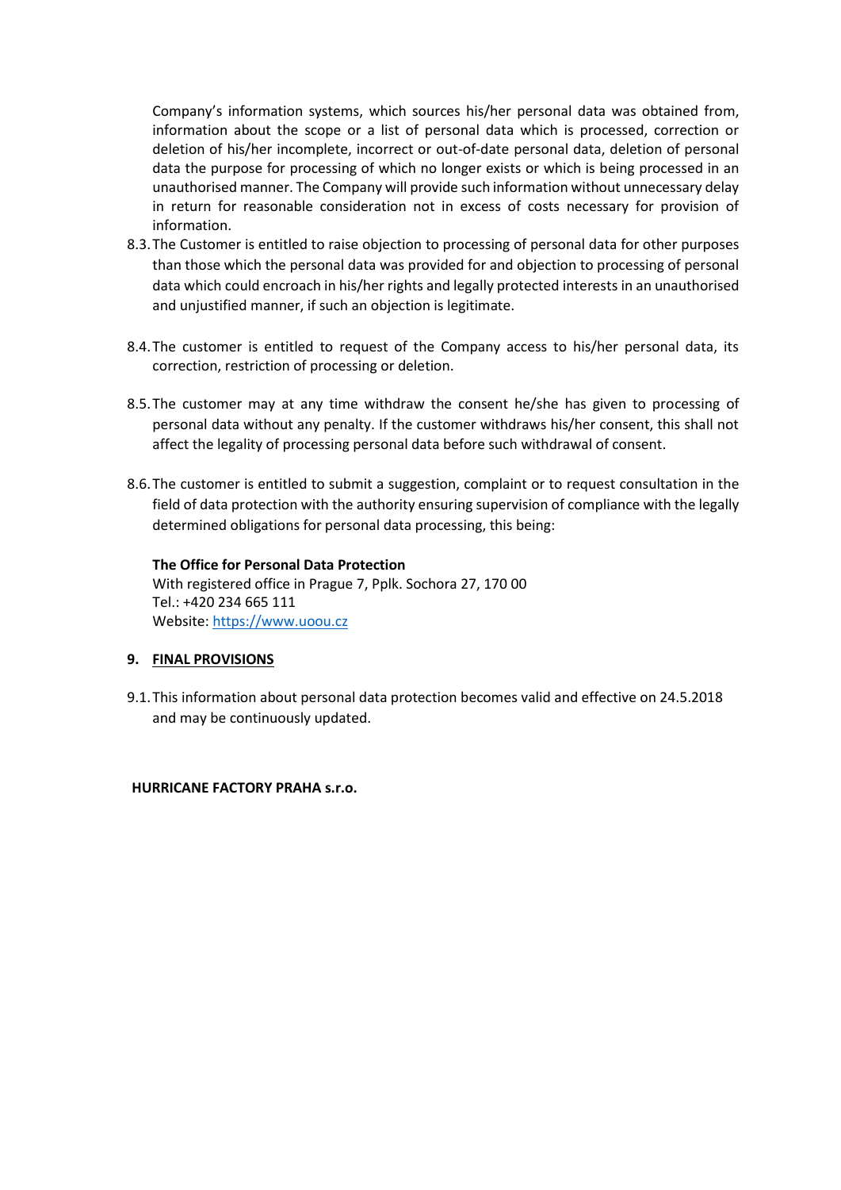Company's information systems, which sources his/her personal data was obtained from, information about the scope or a list of personal data which is processed, correction or deletion of his/her incomplete, incorrect or out-of-date personal data, deletion of personal data the purpose for processing of which no longer exists or which is being processed in an unauthorised manner. The Company will provide such information without unnecessary delay in return for reasonable consideration not in excess of costs necessary for provision of information.

8.3. The Customer is entitled to raise objection to processing of personal data for other purposes than those which the personal data was provided for and objection to processing of personal data which could encroach in his/her rights and legally protected interests in an unauthorised and unjustified manner, if such an objection is legitimate.

8.4. The customer is entitled to request of the Company access to his/her personal data, its correction, restriction of processing or deletion.

8.5. The customer may at any time withdraw the consent he/she has given to processing of personal data without any penalty. If the customer withdraws his/her consent, this shall not affect the legality of processing personal data before such withdrawal of consent.

8.6. The customer is entitled to submit a suggestion, complaint or to request consultation in the field of data protection with the authority ensuring supervision of compliance with the legally determined obligations for personal data processing, this being:

**The Office for Personal Data Protection**
With registered office in Prague 7, Pplk. Sochora 27, 170 00
Tel.: +420 234 665 111
Website: [https://www.uoou.cz](https://www.uoou.cz)

## 9. FINAL PROVISIONS

9.1. This information about personal data protection becomes valid and effective on 24.5.2018 and may be continuously updated.

**HURRICANE FACTORY PRAHA s.r.o.**